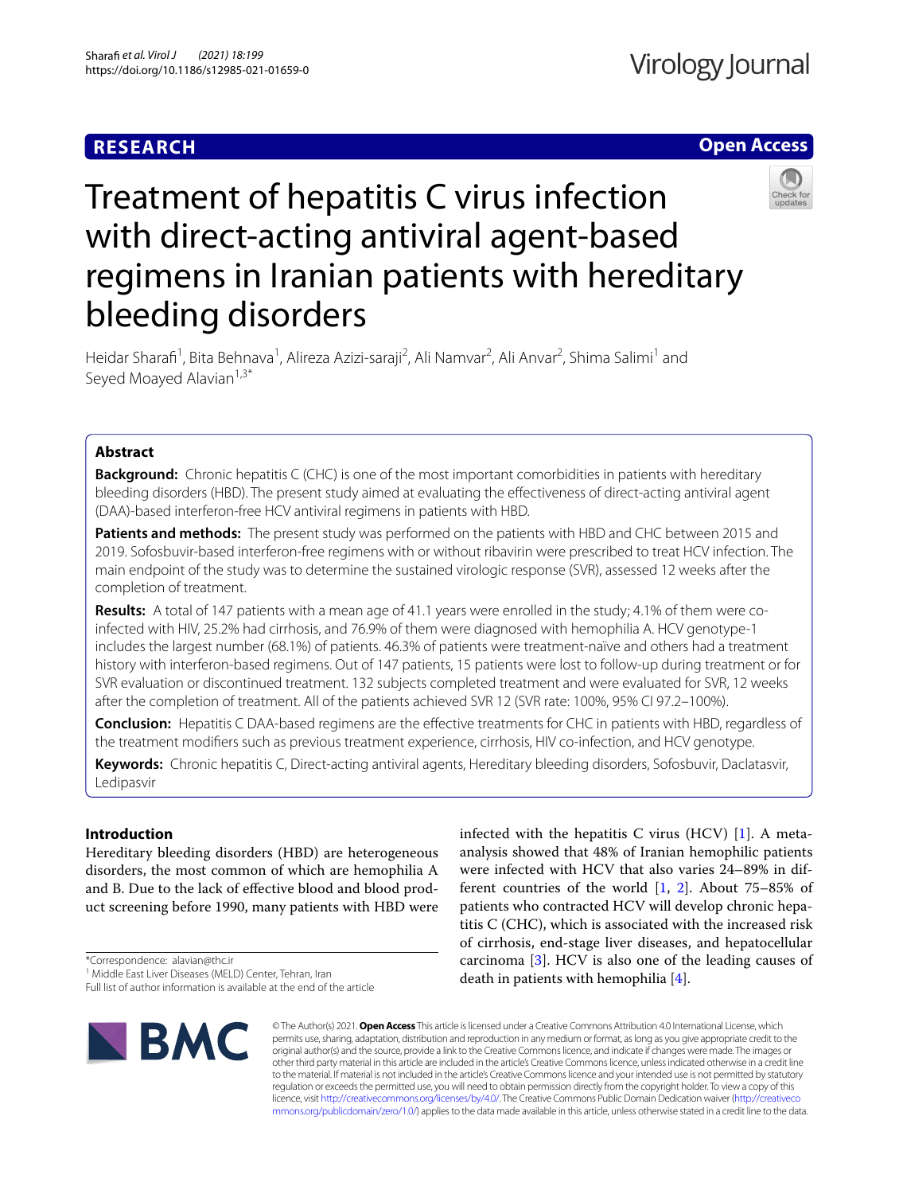RESEARCH

Open Access

# Treatment of hepatitis C virus infection with direct-acting antiviral agent-based regimens in Iranian patients with hereditary bleeding disorders

Heidar Sharafi[1], Bita Behnava[1], Alireza Azizi-saraji[2], Ali Namvar[2], Ali Anvar[2], Shima Salimi[1] and Seyed Moayed Alavian[1,3*]

## Abstract

**Background:** Chronic hepatitis C (CHC) is one of the most important comorbidities in patients with hereditary bleeding disorders (HBD). The present study aimed at evaluating the effectiveness of direct-acting antiviral agent (DAA)-based interferon-free HCV antiviral regimens in patients with HBD.

**Patients and methods:** The present study was performed on the patients with HBD and CHC between 2015 and 2019. Sofosbuvir-based interferon-free regimens with or without ribavirin were prescribed to treat HCV infection. The main endpoint of the study was to determine the sustained virologic response (SVR), assessed 12 weeks after the completion of treatment.

**Results:** A total of 147 patients with a mean age of 41.1 years were enrolled in the study; 4.1% of them were co-infected with HIV, 25.2% had cirrhosis, and 76.9% of them were diagnosed with hemophilia A. HCV genotype-1 includes the largest number (68.1%) of patients. 46.3% of patients were treatment-naïve and others had a treatment history with interferon-based regimens. Out of 147 patients, 15 patients were lost to follow-up during treatment or for SVR evaluation or discontinued treatment. 132 subjects completed treatment and were evaluated for SVR, 12 weeks after the completion of treatment. All of the patients achieved SVR 12 (SVR rate: 100%, 95% CI 97.2–100%).

**Conclusion:** Hepatitis C DAA-based regimens are the effective treatments for CHC in patients with HBD, regardless of the treatment modifiers such as previous treatment experience, cirrhosis, HIV co-infection, and HCV genotype.

**Keywords:** Chronic hepatitis C, Direct-acting antiviral agents, Hereditary bleeding disorders, Sofosbuvir, Daclatasvir, Ledipasvir

## Introduction

Hereditary bleeding disorders (HBD) are heterogeneous disorders, the most common of which are hemophilia A and B. Due to the lack of effective blood and blood product screening before 1990, many patients with HBD were infected with the hepatitis C virus (HCV) [1]. A meta-analysis showed that 48% of Iranian hemophilic patients were infected with HCV that also varies 24–89% in different countries of the world [1, 2]. About 75–85% of patients who contracted HCV will develop chronic hepatitis C (CHC), which is associated with the increased risk of cirrhosis, end-stage liver diseases, and hepatocellular carcinoma [3]. HCV is also one of the leading causes of death in patients with hemophilia [4].

*Correspondence: alavian@thc.ir
[1] Middle East Liver Diseases (MELD) Center, Tehran, Iran
Full list of author information is available at the end of the article

© The Author(s) 2021. **Open Access** This article is licensed under a Creative Commons Attribution 4.0 International License, which permits use, sharing, adaptation, distribution and reproduction in any medium or format, as long as you give appropriate credit to the original author(s) and the source, provide a link to the Creative Commons licence, and indicate if changes were made. The images or other third party material in this article are included in the article's Creative Commons licence, unless indicated otherwise in a credit line to the material. If material is not included in the article's Creative Commons licence and your intended use is not permitted by statutory regulation or exceeds the permitted use, you will need to obtain permission directly from the copyright holder. To view a copy of this licence, visit http://creativecommons.org/licenses/by/4.0/. The Creative Commons Public Domain Dedication waiver (http://creativecommons.org/publicdomain/zero/1.0/) applies to the data made available in this article, unless otherwise stated in a credit line to the data.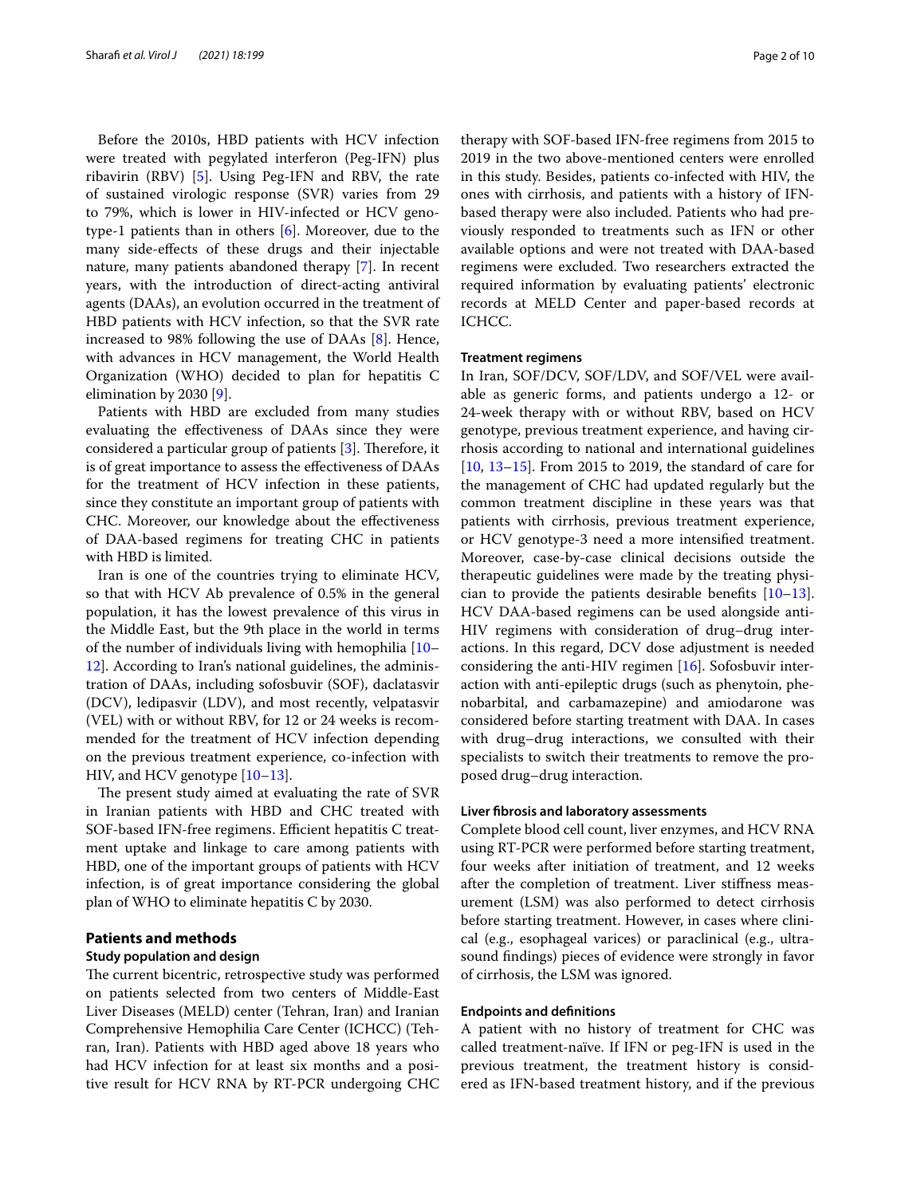Before the 2010s, HBD patients with HCV infection were treated with pegylated interferon (Peg-IFN) plus ribavirin (RBV) [5]. Using Peg-IFN and RBV, the rate of sustained virologic response (SVR) varies from 29 to 79%, which is lower in HIV-infected or HCV genotype-1 patients than in others [6]. Moreover, due to the many side-effects of these drugs and their injectable nature, many patients abandoned therapy [7]. In recent years, with the introduction of direct-acting antiviral agents (DAAs), an evolution occurred in the treatment of HBD patients with HCV infection, so that the SVR rate increased to 98% following the use of DAAs [8]. Hence, with advances in HCV management, the World Health Organization (WHO) decided to plan for hepatitis C elimination by 2030 [9].

Patients with HBD are excluded from many studies evaluating the effectiveness of DAAs since they were considered a particular group of patients [3]. Therefore, it is of great importance to assess the effectiveness of DAAs for the treatment of HCV infection in these patients, since they constitute an important group of patients with CHC. Moreover, our knowledge about the effectiveness of DAA-based regimens for treating CHC in patients with HBD is limited.

Iran is one of the countries trying to eliminate HCV, so that with HCV Ab prevalence of 0.5% in the general population, it has the lowest prevalence of this virus in the Middle East, but the 9th place in the world in terms of the number of individuals living with hemophilia [10–12]. According to Iran's national guidelines, the administration of DAAs, including sofosbuvir (SOF), daclatasvir (DCV), ledipasvir (LDV), and most recently, velpatasvir (VEL) with or without RBV, for 12 or 24 weeks is recommended for the treatment of HCV infection depending on the previous treatment experience, co-infection with HIV, and HCV genotype [10–13].

The present study aimed at evaluating the rate of SVR in Iranian patients with HBD and CHC treated with SOF-based IFN-free regimens. Efficient hepatitis C treatment uptake and linkage to care among patients with HBD, one of the important groups of patients with HCV infection, is of great importance considering the global plan of WHO to eliminate hepatitis C by 2030.

## Patients and methods

### Study population and design

The current bicentric, retrospective study was performed on patients selected from two centers of Middle-East Liver Diseases (MELD) center (Tehran, Iran) and Iranian Comprehensive Hemophilia Care Center (ICHCC) (Tehran, Iran). Patients with HBD aged above 18 years who had HCV infection for at least six months and a positive result for HCV RNA by RT-PCR undergoing CHC therapy with SOF-based IFN-free regimens from 2015 to 2019 in the two above-mentioned centers were enrolled in this study. Besides, patients co-infected with HIV, the ones with cirrhosis, and patients with a history of IFN-based therapy were also included. Patients who had previously responded to treatments such as IFN or other available options and were not treated with DAA-based regimens were excluded. Two researchers extracted the required information by evaluating patients' electronic records at MELD Center and paper-based records at ICHCC.

### Treatment regimens

In Iran, SOF/DCV, SOF/LDV, and SOF/VEL were available as generic forms, and patients undergo a 12- or 24-week therapy with or without RBV, based on HCV genotype, previous treatment experience, and having cirrhosis according to national and international guidelines [10, 13–15]. From 2015 to 2019, the standard of care for the management of CHC had updated regularly but the common treatment discipline in these years was that patients with cirrhosis, previous treatment experience, or HCV genotype-3 need a more intensified treatment. Moreover, case-by-case clinical decisions outside the therapeutic guidelines were made by the treating physician to provide the patients desirable benefits [10–13]. HCV DAA-based regimens can be used alongside anti-HIV regimens with consideration of drug–drug interactions. In this regard, DCV dose adjustment is needed considering the anti-HIV regimen [16]. Sofosbuvir interaction with anti-epileptic drugs (such as phenytoin, phenobarbital, and carbamazepine) and amiodarone was considered before starting treatment with DAA. In cases with drug–drug interactions, we consulted with their specialists to switch their treatments to remove the proposed drug–drug interaction.

### Liver fibrosis and laboratory assessments

Complete blood cell count, liver enzymes, and HCV RNA using RT-PCR were performed before starting treatment, four weeks after initiation of treatment, and 12 weeks after the completion of treatment. Liver stiffness measurement (LSM) was also performed to detect cirrhosis before starting treatment. However, in cases where clinical (e.g., esophageal varices) or paraclinical (e.g., ultrasound findings) pieces of evidence were strongly in favor of cirrhosis, the LSM was ignored.

### Endpoints and definitions

A patient with no history of treatment for CHC was called treatment-naïve. If IFN or peg-IFN is used in the previous treatment, the treatment history is considered as IFN-based treatment history, and if the previous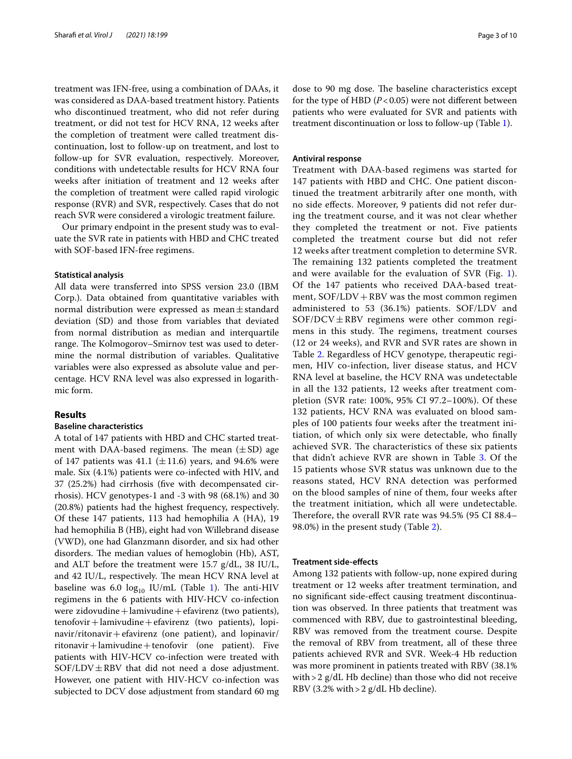treatment was IFN-free, using a combination of DAAs, it was considered as DAA-based treatment history. Patients who discontinued treatment, who did not refer during treatment, or did not test for HCV RNA, 12 weeks after the completion of treatment were called treatment discontinuation, lost to follow-up on treatment, and lost to follow-up for SVR evaluation, respectively. Moreover, conditions with undetectable results for HCV RNA four weeks after initiation of treatment and 12 weeks after the completion of treatment were called rapid virologic response (RVR) and SVR, respectively. Cases that do not reach SVR were considered a virologic treatment failure.

Our primary endpoint in the present study was to evaluate the SVR rate in patients with HBD and CHC treated with SOF-based IFN-free regimens.

### Statistical analysis

All data were transferred into SPSS version 23.0 (IBM Corp.). Data obtained from quantitative variables with normal distribution were expressed as mean ± standard deviation (SD) and those from variables that deviated from normal distribution as median and interquartile range. The Kolmogorov–Smirnov test was used to determine the normal distribution of variables. Qualitative variables were also expressed as absolute value and percentage. HCV RNA level was also expressed in logarithmic form.

## Results

### Baseline characteristics

A total of 147 patients with HBD and CHC started treatment with DAA-based regimens. The mean (± SD) age of 147 patients was 41.1 (± 11.6) years, and 94.6% were male. Six (4.1%) patients were co-infected with HIV, and 37 (25.2%) had cirrhosis (five with decompensated cirrhosis). HCV genotypes-1 and -3 with 98 (68.1%) and 30 (20.8%) patients had the highest frequency, respectively. Of these 147 patients, 113 had hemophilia A (HA), 19 had hemophilia B (HB), eight had von Willebrand disease (VWD), one had Glanzmann disorder, and six had other disorders. The median values of hemoglobin (Hb), AST, and ALT before the treatment were 15.7 g/dL, 38 IU/L, and 42 IU/L, respectively. The mean HCV RNA level at baseline was 6.0 $\log_{10}$ IU/mL (Table 1). The anti-HIV regimens in the 6 patients with HIV-HCV co-infection were zidovudine + lamivudine + efavirenz (two patients), tenofovir + lamivudine + efavirenz (two patients), lopinavir/ritonavir + efavirenz (one patient), and lopinavir/ritonavir + lamivudine + tenofovir (one patient). Five patients with HIV-HCV co-infection were treated with SOF/LDV ± RBV that did not need a dose adjustment. However, one patient with HIV-HCV co-infection was subjected to DCV dose adjustment from standard 60 mg dose to 90 mg dose. The baseline characteristics except for the type of HBD ($P < 0.05$) were not different between patients who were evaluated for SVR and patients with treatment discontinuation or loss to follow-up (Table 1).

### Antiviral response

Treatment with DAA-based regimens was started for 147 patients with HBD and CHC. One patient discontinued the treatment arbitrarily after one month, with no side effects. Moreover, 9 patients did not refer during the treatment course, and it was not clear whether they completed the treatment or not. Five patients completed the treatment course but did not refer 12 weeks after treatment completion to determine SVR. The remaining 132 patients completed the treatment and were available for the evaluation of SVR (Fig. 1). Of the 147 patients who received DAA-based treatment, SOF/LDV + RBV was the most common regimen administered to 53 (36.1%) patients. SOF/LDV and SOF/DCV ± RBV regimens were other common regimens in this study. The regimens, treatment courses (12 or 24 weeks), and RVR and SVR rates are shown in Table 2. Regardless of HCV genotype, therapeutic regimen, HIV co-infection, liver disease status, and HCV RNA level at baseline, the HCV RNA was undetectable in all the 132 patients, 12 weeks after treatment completion (SVR rate: 100%, 95% CI 97.2–100%). Of these 132 patients, HCV RNA was evaluated on blood samples of 100 patients four weeks after the treatment initiation, of which only six were detectable, who finally achieved SVR. The characteristics of these six patients that didn't achieve RVR are shown in Table 3. Of the 15 patients whose SVR status was unknown due to the reasons stated, HCV RNA detection was performed on the blood samples of nine of them, four weeks after the treatment initiation, which all were undetectable. Therefore, the overall RVR rate was 94.5% (95 CI 88.4–98.0%) in the present study (Table 2).

### Treatment side-effects

Among 132 patients with follow-up, none expired during treatment or 12 weeks after treatment termination, and no significant side-effect causing treatment discontinuation was observed. In three patients that treatment was commenced with RBV, due to gastrointestinal bleeding, RBV was removed from the treatment course. Despite the removal of RBV from treatment, all of these three patients achieved RVR and SVR. Week-4 Hb reduction was more prominent in patients treated with RBV (38.1% with > 2 g/dL Hb decline) than those who did not receive RBV (3.2% with > 2 g/dL Hb decline).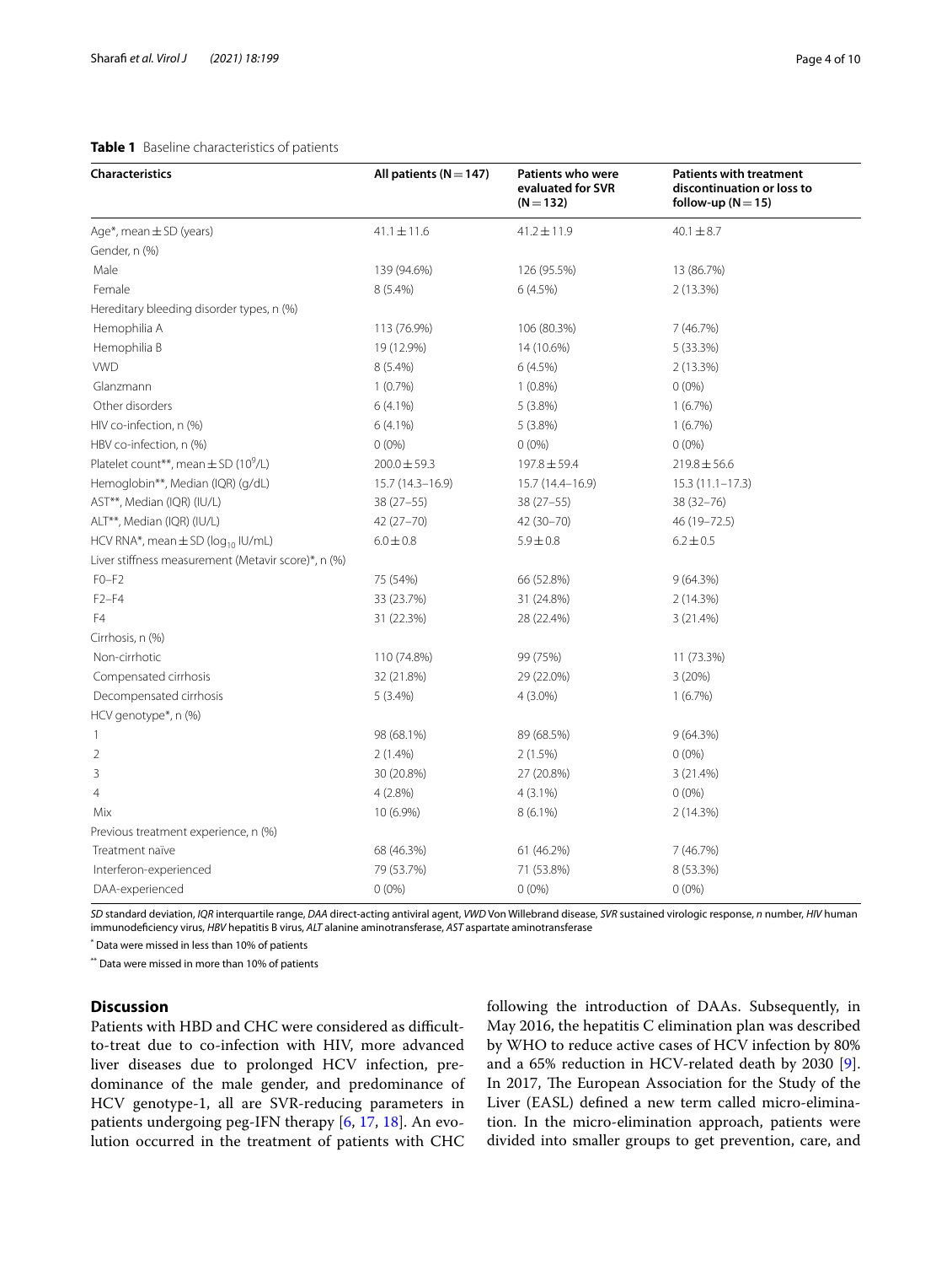**Table 1** Baseline characteristics of patients

| Characteristics | All patients (N = 147) | Patients who were evaluated for SVR (N = 132) | Patients with treatment discontinuation or loss to follow-up (N = 15) |
|---|---|---|---|
| Age*, mean ± SD (years) | 41.1 ± 11.6 | 41.2 ± 11.9 | 40.1 ± 8.7 |
| Gender, n (%) | | | |
| Male | 139 (94.6%) | 126 (95.5%) | 13 (86.7%) |
| Female | 8 (5.4%) | 6 (4.5%) | 2 (13.3%) |
| Hereditary bleeding disorder types, n (%) | | | |
| Hemophilia A | 113 (76.9%) | 106 (80.3%) | 7 (46.7%) |
| Hemophilia B | 19 (12.9%) | 14 (10.6%) | 5 (33.3%) |
| VWD | 8 (5.4%) | 6 (4.5%) | 2 (13.3%) |
| Glanzmann | 1 (0.7%) | 1 (0.8%) | 0 (0%) |
| Other disorders | 6 (4.1%) | 5 (3.8%) | 1 (6.7%) |
| HIV co-infection, n (%) | 6 (4.1%) | 5 (3.8%) | 1 (6.7%) |
| HBV co-infection, n (%) | 0 (0%) | 0 (0%) | 0 (0%) |
| Platelet count**, mean ± SD ($10^9$/L) | 200.0 ± 59.3 | 197.8 ± 59.4 | 219.8 ± 56.6 |
| Hemoglobin**, Median (IQR) (g/dL) | 15.7 (14.3–16.9) | 15.7 (14.4–16.9) | 15.3 (11.1–17.3) |
| AST**, Median (IQR) (IU/L) | 38 (27–55) | 38 (27–55) | 38 (32–76) |
| ALT**, Median (IQR) (IU/L) | 42 (27–70) | 42 (30–70) | 46 (19–72.5) |
| HCV RNA*, mean ± SD ($\log_{10}$ IU/mL) | 6.0 ± 0.8 | 5.9 ± 0.8 | 6.2 ± 0.5 |
| Liver stiffness measurement (Metavir score)*, n (%) | | | |
| F0–F2 | 75 (54%) | 66 (52.8%) | 9 (64.3%) |
| F2–F4 | 33 (23.7%) | 31 (24.8%) | 2 (14.3%) |
| F4 | 31 (22.3%) | 28 (22.4%) | 3 (21.4%) |
| Cirrhosis, n (%) | | | |
| Non-cirrhotic | 110 (74.8%) | 99 (75%) | 11 (73.3%) |
| Compensated cirrhosis | 32 (21.8%) | 29 (22.0%) | 3 (20%) |
| Decompensated cirrhosis | 5 (3.4%) | 4 (3.0%) | 1 (6.7%) |
| HCV genotype*, n (%) | | | |
| 1 | 98 (68.1%) | 89 (68.5%) | 9 (64.3%) |
| 2 | 2 (1.4%) | 2 (1.5%) | 0 (0%) |
| 3 | 30 (20.8%) | 27 (20.8%) | 3 (21.4%) |
| 4 | 4 (2.8%) | 4 (3.1%) | 0 (0%) |
| Mix | 10 (6.9%) | 8 (6.1%) | 2 (14.3%) |
| Previous treatment experience, n (%) | | | |
| Treatment naïve | 68 (46.3%) | 61 (46.2%) | 7 (46.7%) |
| Interferon-experienced | 79 (53.7%) | 71 (53.8%) | 8 (53.3%) |
| DAA-experienced | 0 (0%) | 0 (0%) | 0 (0%) |

*SD* standard deviation, *IQR* interquartile range, *DAA* direct-acting antiviral agent, *VWD* Von Willebrand disease, *SVR* sustained virologic response, *n* number, *HIV* human immunodeficiency virus, *HBV* hepatitis B virus, *ALT* alanine aminotransferase, *AST* aspartate aminotransferase

* Data were missed in less than 10% of patients

** Data were missed in more than 10% of patients

## Discussion

Patients with HBD and CHC were considered as difficult-to-treat due to co-infection with HIV, more advanced liver diseases due to prolonged HCV infection, predominance of the male gender, and predominance of HCV genotype-1, all are SVR-reducing parameters in patients undergoing peg-IFN therapy [6, 17, 18]. An evolution occurred in the treatment of patients with CHC following the introduction of DAAs. Subsequently, in May 2016, the hepatitis C elimination plan was described by WHO to reduce active cases of HCV infection by 80% and a 65% reduction in HCV-related death by 2030 [9]. In 2017, The European Association for the Study of the Liver (EASL) defined a new term called micro-elimination. In the micro-elimination approach, patients were divided into smaller groups to get prevention, care, and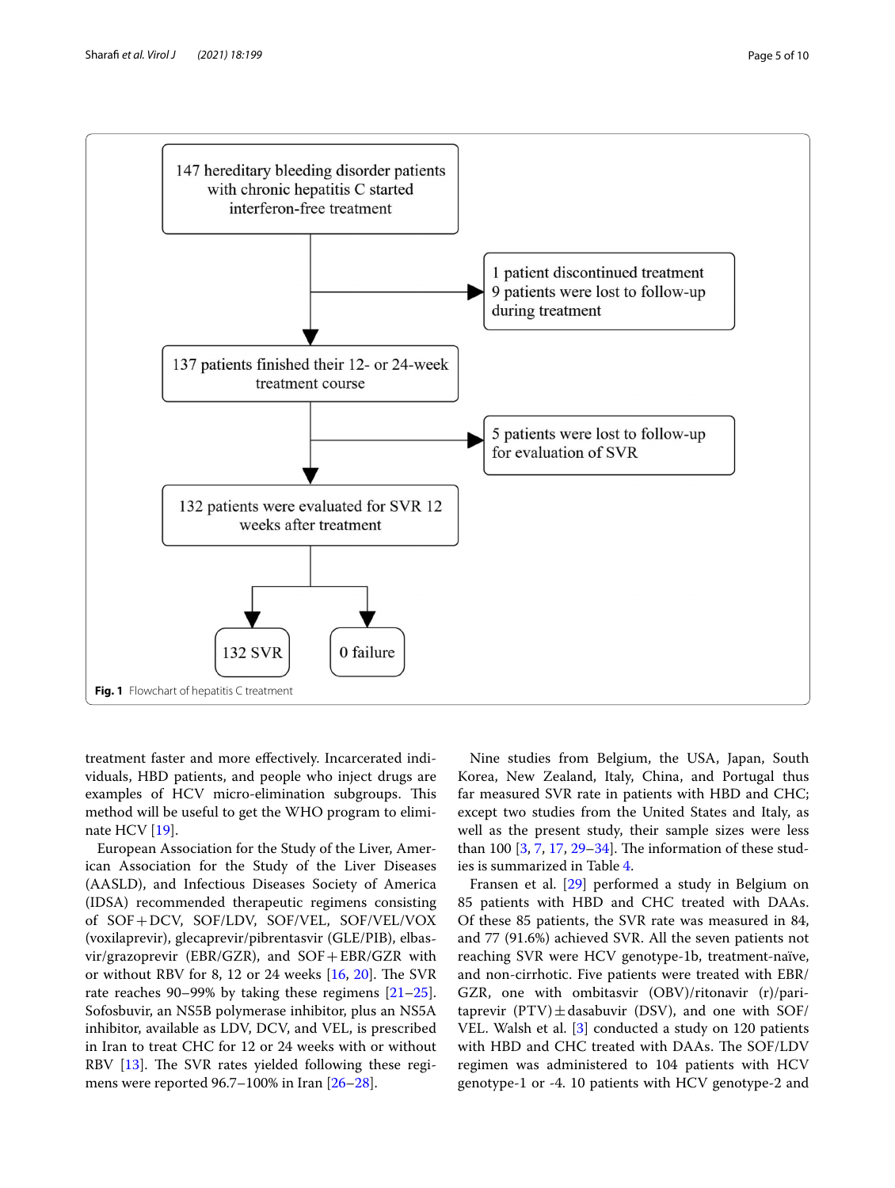147 hereditary bleeding disorder patients with chronic hepatitis C started interferon-free treatment

1 patient discontinued treatment
9 patients were lost to follow-up during treatment

137 patients finished their 12- or 24-week treatment course

5 patients were lost to follow-up for evaluation of SVR

132 patients were evaluated for SVR 12 weeks after treatment

132 SVR

0 failure

**Fig. 1** Flowchart of hepatitis C treatment

treatment faster and more effectively. Incarcerated individuals, HBD patients, and people who inject drugs are examples of HCV micro-elimination subgroups. This method will be useful to get the WHO program to eliminate HCV [19].

European Association for the Study of the Liver, American Association for the Study of the Liver Diseases (AASLD), and Infectious Diseases Society of America (IDSA) recommended therapeutic regimens consisting of SOF+DCV, SOF/LDV, SOF/VEL, SOF/VEL/VOX (voxilaprevir), glecaprevir/pibrentasvir (GLE/PIB), elbasvir/grazoprevir (EBR/GZR), and SOF+EBR/GZR with or without RBV for 8, 12 or 24 weeks [16, 20]. The SVR rate reaches 90–99% by taking these regimens [21–25]. Sofosbuvir, an NS5B polymerase inhibitor, plus an NS5A inhibitor, available as LDV, DCV, and VEL, is prescribed in Iran to treat CHC for 12 or 24 weeks with or without RBV [13]. The SVR rates yielded following these regimens were reported 96.7–100% in Iran [26–28].

Nine studies from Belgium, the USA, Japan, South Korea, New Zealand, Italy, China, and Portugal thus far measured SVR rate in patients with HBD and CHC; except two studies from the United States and Italy, as well as the present study, their sample sizes were less than 100 [3, 7, 17, 29–34]. The information of these studies is summarized in Table 4.

Fransen et al. [29] performed a study in Belgium on 85 patients with HBD and CHC treated with DAAs. Of these 85 patients, the SVR rate was measured in 84, and 77 (91.6%) achieved SVR. All the seven patients not reaching SVR were HCV genotype-1b, treatment-naïve, and non-cirrhotic. Five patients were treated with EBR/GZR, one with ombitasvir (OBV)/ritonavir (r)/paritaprevir (PTV)±dasabuvir (DSV), and one with SOF/VEL. Walsh et al. [3] conducted a study on 120 patients with HBD and CHC treated with DAAs. The SOF/LDV regimen was administered to 104 patients with HCV genotype-1 or -4. 10 patients with HCV genotype-2 and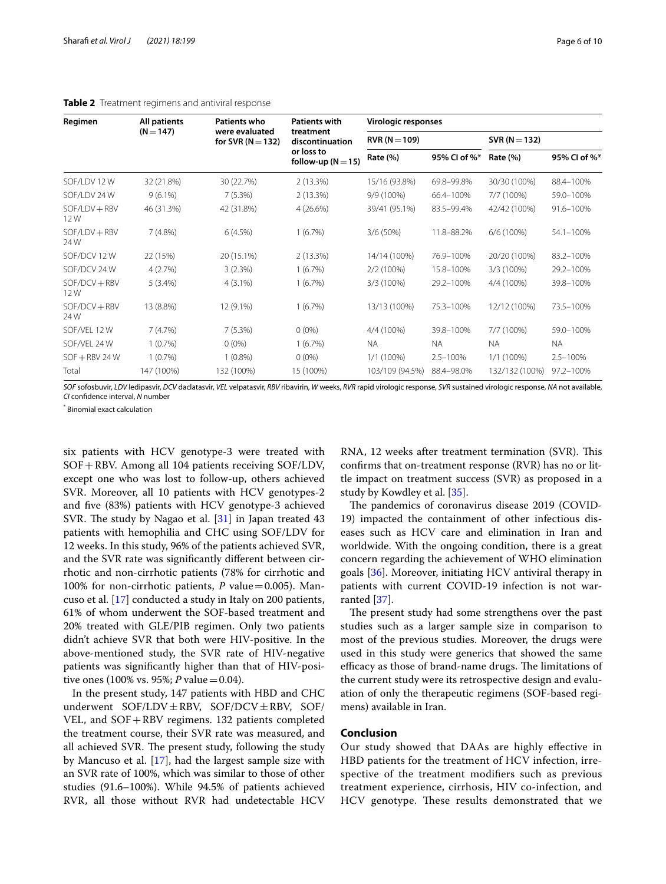**Table 2** Treatment regimens and antiviral response

| Regimen | All patients (N = 147) | Patients who were evaluated for SVR (N = 132) | Patients with treatment discontinuation or loss to follow-up (N = 15) | Virologic responses | | | |
|---|---|---|---|---|---|---|---|
| | | | | RVR (N = 109) | | SVR (N = 132) | |
| | | | | Rate (%) | 95% CI of %* | Rate (%) | 95% CI of %* |
| SOF/LDV 12 W | 32 (21.8%) | 30 (22.7%) | 2 (13.3%) | 15/16 (93.8%) | 69.8–99.8% | 30/30 (100%) | 88.4–100% |
| SOF/LDV 24 W | 9 (6.1%) | 7 (5.3%) | 2 (13.3%) | 9/9 (100%) | 66.4–100% | 7/7 (100%) | 59.0–100% |
| SOF/LDV + RBV 12 W | 46 (31.3%) | 42 (31.8%) | 4 (26.6%) | 39/41 (95.1%) | 83.5–99.4% | 42/42 (100%) | 91.6–100% |
| SOF/LDV + RBV 24 W | 7 (4.8%) | 6 (4.5%) | 1 (6.7%) | 3/6 (50%) | 11.8–88.2% | 6/6 (100%) | 54.1–100% |
| SOF/DCV 12 W | 22 (15%) | 20 (15.1%) | 2 (13.3%) | 14/14 (100%) | 76.9–100% | 20/20 (100%) | 83.2–100% |
| SOF/DCV 24 W | 4 (2.7%) | 3 (2.3%) | 1 (6.7%) | 2/2 (100%) | 15.8–100% | 3/3 (100%) | 29.2–100% |
| SOF/DCV + RBV 12 W | 5 (3.4%) | 4 (3.1%) | 1 (6.7%) | 3/3 (100%) | 29.2–100% | 4/4 (100%) | 39.8–100% |
| SOF/DCV + RBV 24 W | 13 (8.8%) | 12 (9.1%) | 1 (6.7%) | 13/13 (100%) | 75.3–100% | 12/12 (100%) | 73.5–100% |
| SOF/VEL 12 W | 7 (4.7%) | 7 (5.3%) | 0 (0%) | 4/4 (100%) | 39.8–100% | 7/7 (100%) | 59.0–100% |
| SOF/VEL 24 W | 1 (0.7%) | 0 (0%) | 1 (6.7%) | NA | NA | NA | NA |
| SOF + RBV 24 W | 1 (0.7%) | 1 (0.8%) | 0 (0%) | 1/1 (100%) | 2.5–100% | 1/1 (100%) | 2.5–100% |
| Total | 147 (100%) | 132 (100%) | 15 (100%) | 103/109 (94.5%) | 88.4–98.0% | 132/132 (100%) | 97.2–100% |

*SOF* sofosbuvir, *LDV* ledipasvir, *DCV* daclatasvir, *VEL* velpatasvir, *RBV* ribavirin, *W* weeks, *RVR* rapid virologic response, *SVR* sustained virologic response, *NA* not available, *CI* confidence interval, *N* number

[*] Binomial exact calculation

six patients with HCV genotype-3 were treated with SOF + RBV. Among all 104 patients receiving SOF/LDV, except one who was lost to follow-up, others achieved SVR. Moreover, all 10 patients with HCV genotypes-2 and five (83%) patients with HCV genotype-3 achieved SVR. The study by Nagao et al. [31] in Japan treated 43 patients with hemophilia and CHC using SOF/LDV for 12 weeks. In this study, 96% of the patients achieved SVR, and the SVR rate was significantly different between cirrhotic and non-cirrhotic patients (78% for cirrhotic and 100% for non-cirrhotic patients, $P$ value = 0.005). Mancuso et al. [17] conducted a study in Italy on 200 patients, 61% of whom underwent the SOF-based treatment and 20% treated with GLE/PIB regimen. Only two patients didn't achieve SVR that both were HIV-positive. In the above-mentioned study, the SVR rate of HIV-negative patients was significantly higher than that of HIV-positive ones (100% vs. 95%; $P$ value = 0.04).

In the present study, 147 patients with HBD and CHC underwent SOF/LDV ± RBV, SOF/DCV ± RBV, SOF/VEL, and SOF + RBV regimens. 132 patients completed the treatment course, their SVR rate was measured, and all achieved SVR. The present study, following the study by Mancuso et al. [17], had the largest sample size with an SVR rate of 100%, which was similar to those of other studies (91.6–100%). While 94.5% of patients achieved RVR, all those without RVR had undetectable HCV RNA, 12 weeks after treatment termination (SVR). This confirms that on-treatment response (RVR) has no or little impact on treatment success (SVR) as proposed in a study by Kowdley et al. [35].

The pandemics of coronavirus disease 2019 (COVID-19) impacted the containment of other infectious diseases such as HCV care and elimination in Iran and worldwide. With the ongoing condition, there is a great concern regarding the achievement of WHO elimination goals [36]. Moreover, initiating HCV antiviral therapy in patients with current COVID-19 infection is not warranted [37].

The present study had some strengthens over the past studies such as a larger sample size in comparison to most of the previous studies. Moreover, the drugs were used in this study were generics that showed the same efficacy as those of brand-name drugs. The limitations of the current study were its retrospective design and evaluation of only the therapeutic regimens (SOF-based regimens) available in Iran.

## Conclusion

Our study showed that DAAs are highly effective in HBD patients for the treatment of HCV infection, irrespective of the treatment modifiers such as previous treatment experience, cirrhosis, HIV co-infection, and HCV genotype. These results demonstrated that we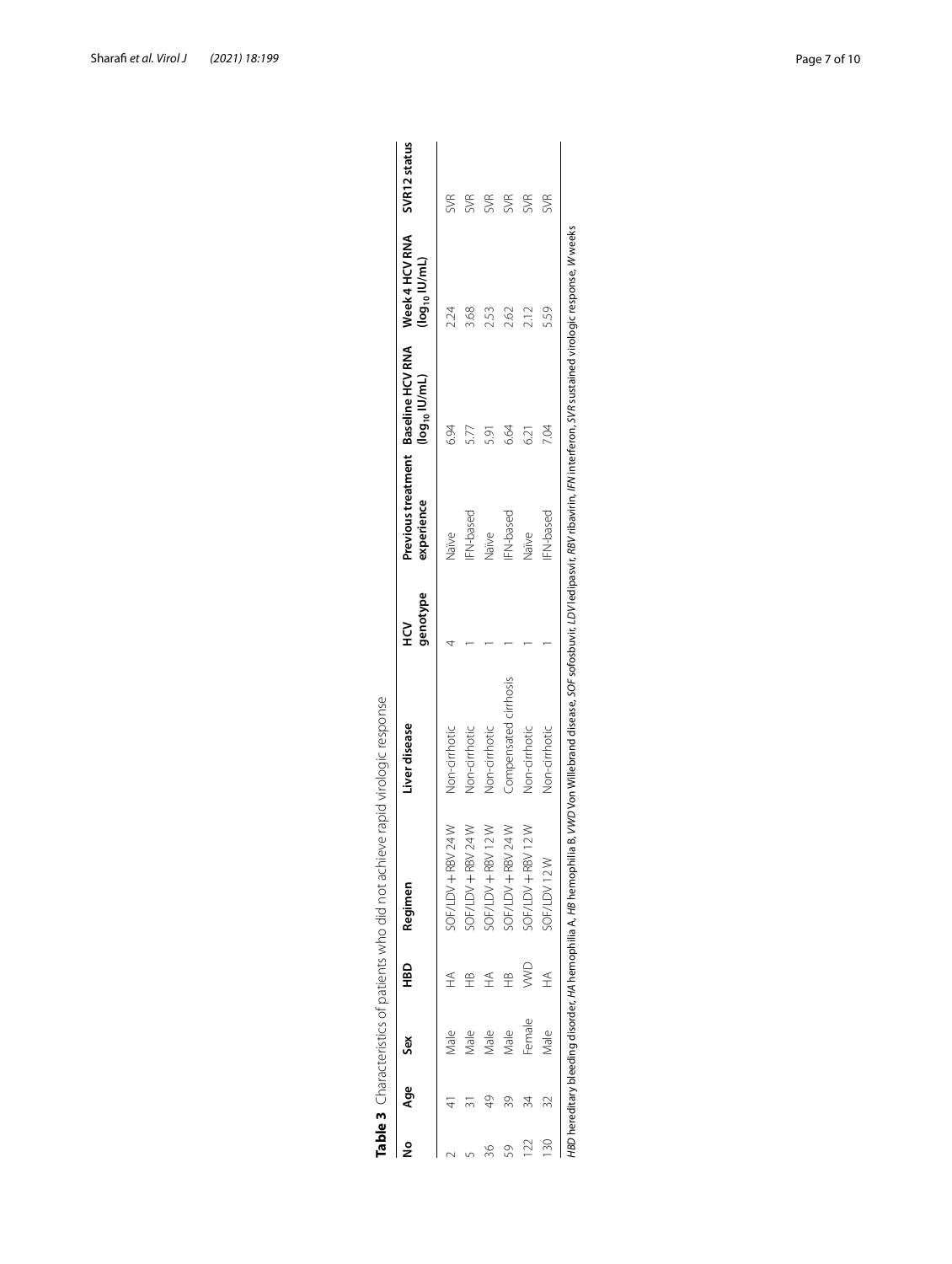**Table 3** Characteristics of patients who did not achieve rapid virologic response

| No | Age | Sex | HBD | Regimen | Liver disease | HCV genotype | Previous treatment experience | Baseline HCV RNA ($log_{10}$ IU/mL) | Week 4 HCV RNA ($log_{10}$ IU/mL) | SVR12 status |
|---|---|---|---|---|---|---|---|---|---|---|
| 2 | 41 | Male | HA | SOF/LDV + RBV 24 W | Non-cirrhotic | 4 | Naïve | 6.94 | 2.24 | SVR |
| 5 | 31 | Male | HB | SOF/LDV + RBV 24 W | Non-cirrhotic | 1 | IFN-based | 5.77 | 3.68 | SVR |
| 36 | 49 | Male | HA | SOF/LDV + RBV 12 W | Non-cirrhotic | 1 | Naïve | 5.91 | 2.53 | SVR |
| 59 | 39 | Male | HB | SOF/LDV + RBV 24 W | Compensated cirrhosis | 1 | IFN-based | 6.64 | 2.62 | SVR |
| 122 | 34 | Female | VWD | SOF/LDV + RBV 12 W | Non-cirrhotic | 1 | Naïve | 6.21 | 2.12 | SVR |
| 130 | 32 | Male | HA | SOF/LDV 12 W | Non-cirrhotic | 1 | IFN-based | 7.04 | 5.59 | SVR |

*HBD* hereditary bleeding disorder, *HA* hemophilia A, *HB* hemophilia B, *VWD* Von Willebrand disease, *SOF* sofosbuvir, *LDV* ledipasvir, *RBV* ribavirin, *IFN* interferon, *SVR* sustained virologic response, *W* weeks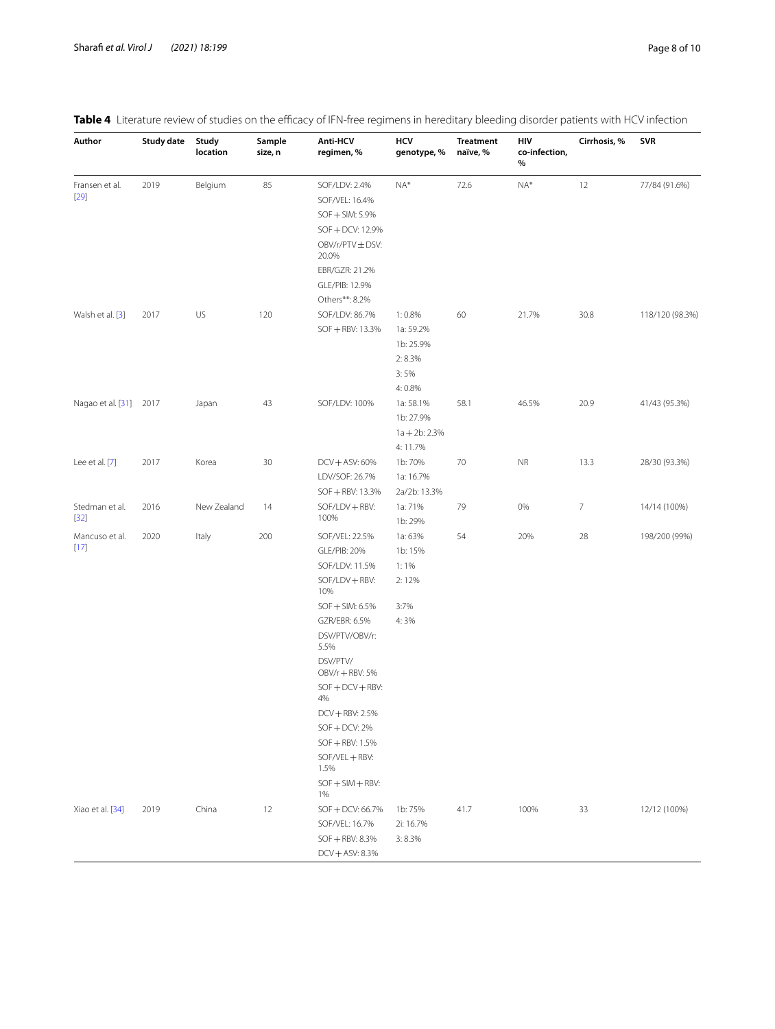**Table 4** Literature review of studies on the efficacy of IFN-free regimens in hereditary bleeding disorder patients with HCV infection

| Author | Study date | Study location | Sample size, n | Anti-HCV regimen, % | HCV genotype, % | Treatment naïve, % | HIV co-infection, % | Cirrhosis, % | SVR |
|---|---|---|---|---|---|---|---|---|---|
| Fransen et al. [29] | 2019 | Belgium | 85 | SOF/LDV: 2.4%<br>SOF/VEL: 16.4%<br>SOF + SIM: 5.9%<br>SOF + DCV: 12.9%<br>OBV/r/PTV ± DSV: 20.0%<br>EBR/GZR: 21.2%<br>GLE/PIB: 12.9%<br>Others**: 8.2% | NA* | 72.6 | NA* | 12 | 77/84 (91.6%) |
| Walsh et al. [3] | 2017 | US | 120 | SOF/LDV: 86.7%<br>SOF + RBV: 13.3% | 1: 0.8%<br>1a: 59.2%<br>1b: 25.9%<br>2: 8.3%<br>3: 5%<br>4: 0.8% | 60 | 21.7% | 30.8 | 118/120 (98.3%) |
| Nagao et al. [31] | 2017 | Japan | 43 | SOF/LDV: 100% | 1a: 58.1%<br>1b: 27.9%<br>1a + 2b: 2.3%<br>4: 11.7% | 58.1 | 46.5% | 20.9 | 41/43 (95.3%) |
| Lee et al. [7] | 2017 | Korea | 30 | DCV + ASV: 60%<br>LDV/SOF: 26.7%<br>SOF + RBV: 13.3% | 1b: 70%<br>1a: 16.7%<br>2a/2b: 13.3% | 70 | NR | 13.3 | 28/30 (93.3%) |
| Stedman et al. [32] | 2016 | New Zealand | 14 | SOF/LDV + RBV: 100% | 1a: 71%<br>1b: 29% | 79 | 0% | 7 | 14/14 (100%) |
| Mancuso et al. [17] | 2020 | Italy | 200 | SOF/VEL: 22.5%<br>GLE/PIB: 20%<br>SOF/LDV: 11.5%<br>SOF/LDV + RBV: 10%<br>SOF + SIM: 6.5%<br>GZR/EBR: 6.5%<br>DSV/PTV/OBV/r: 5.5%<br>DSV/PTV/OBV/r + RBV: 5%<br>SOF + DCV + RBV: 4%<br>DCV + RBV: 2.5%<br>SOF + DCV: 2%<br>SOF + RBV: 1.5%<br>SOF/VEL + RBV: 1.5%<br>SOF + SIM + RBV: 1% | 1a: 63%<br>1b: 15%<br>1: 1%<br>2: 12%<br>3:7%<br>4: 3% | 54 | 20% | 28 | 198/200 (99%) |
| Xiao et al. [34] | 2019 | China | 12 | SOF + DCV: 66.7%<br>SOF/VEL: 16.7%<br>SOF + RBV: 8.3%<br>DCV + ASV: 8.3% | 1b: 75%<br>2i: 16.7%<br>3: 8.3% | 41.7 | 100% | 33 | 12/12 (100%) |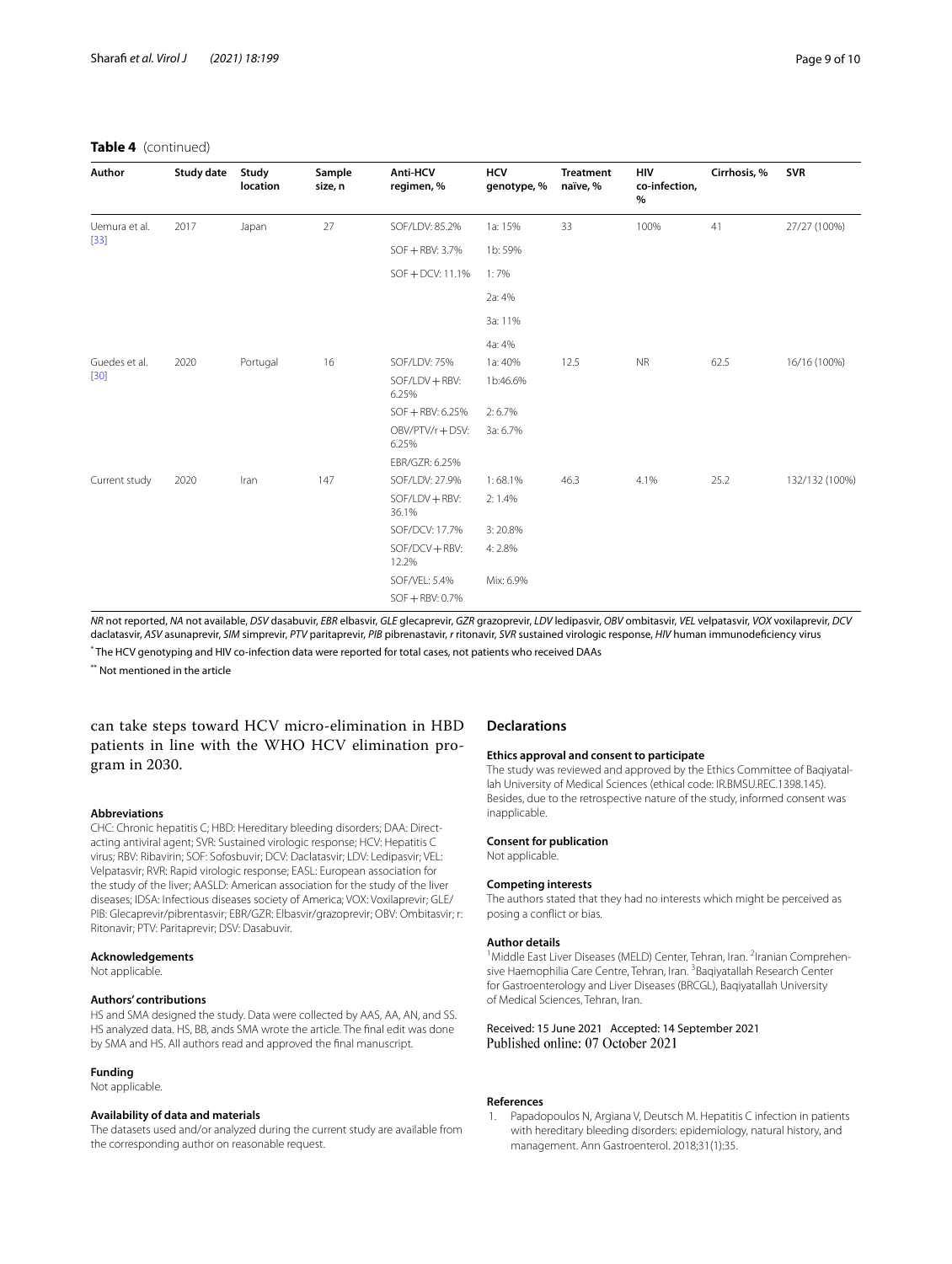**Table 4** (continued)

| Author | Study date | Study location | Sample size, n | Anti-HCV regimen, % | HCV genotype, % | Treatment naïve, % | HIV co-infection, % | Cirrhosis, % | SVR |
|---|---|---|---|---|---|---|---|---|---|
| Uemura et al. [33] | 2017 | Japan | 27 | SOF/LDV: 85.2% | 1a: 15% | 33 | 100% | 41 | 27/27 (100%) |
| | | | | SOF + RBV: 3.7% | 1b: 59% | | | | |
| | | | | SOF + DCV: 11.1% | 1: 7% | | | | |
| | | | | | 2a: 4% | | | | |
| | | | | | 3a: 11% | | | | |
| | | | | | 4a: 4% | | | | |
| Guedes et al. [30] | 2020 | Portugal | 16 | SOF/LDV: 75% | 1a: 40% | 12.5 | NR | 62.5 | 16/16 (100%) |
| | | | | SOF/LDV + RBV: 6.25% | 1b:46.6% | | | | |
| | | | | SOF + RBV: 6.25% | 2: 6.7% | | | | |
| | | | | OBV/PTV/r + DSV: 6.25% | 3a: 6.7% | | | | |
| | | | | EBR/GZR: 6.25% | | | | | |
| Current study | 2020 | Iran | 147 | SOF/LDV: 27.9% | 1: 68.1% | 46.3 | 4.1% | 25.2 | 132/132 (100%) |
| | | | | SOF/LDV + RBV: 36.1% | 2: 1.4% | | | | |
| | | | | SOF/DCV: 17.7% | 3: 20.8% | | | | |
| | | | | SOF/DCV + RBV: 12.2% | 4: 2.8% | | | | |
| | | | | SOF/VEL: 5.4% | Mix: 6.9% | | | | |
| | | | | SOF + RBV: 0.7% | | | | | |

*NR* not reported, *NA* not available, *DSV* dasabuvir, *EBR* elbasvir, *GLE* glecaprevir, *GZR* grazoprevir, *LDV* ledipasvir, *OBV* ombitasvir, *VEL* velpatasvir, *VOX* voxilaprevir, *DCV* daclatasvir, *ASV* asunaprevir, *SIM* simprevir, *PTV* paritaprevir, *PIB* pibrenastavir, *r* ritonavir, *SVR* sustained virologic response, *HIV* human immunodeficiency virus

[*] The HCV genotyping and HIV co-infection data were reported for total cases, not patients who received DAAs

[**] Not mentioned in the article

can take steps toward HCV micro-elimination in HBD patients in line with the WHO HCV elimination program in 2030.

#### Abbreviations

CHC: Chronic hepatitis C; HBD: Hereditary bleeding disorders; DAA: Direct-acting antiviral agent; SVR: Sustained virologic response; HCV: Hepatitis C virus; RBV: Ribavirin; SOF: Sofosbuvir; DCV: Daclatasvir; LDV: Ledipasvir; VEL: Velpatasvir; RVR: Rapid virologic response; EASL: European association for the study of the liver; AASLD: American association for the study of the liver diseases; IDSA: Infectious diseases society of America; VOX: Voxilaprevir; GLE/PIB: Glecaprevir/pibrentasvir; EBR/GZR: Elbasvir/grazoprevir; OBV: Ombitasvir; r: Ritonavir; PTV: Paritaprevir; DSV: Dasabuvir.

#### Acknowledgements

Not applicable.

#### Authors' contributions

HS and SMA designed the study. Data were collected by AAS, AA, AN, and SS. HS analyzed data. HS, BB, ands SMA wrote the article. The final edit was done by SMA and HS. All authors read and approved the final manuscript.

#### Funding

Not applicable.

#### Availability of data and materials

The datasets used and/or analyzed during the current study are available from the corresponding author on reasonable request.

## Declarations

#### Ethics approval and consent to participate

The study was reviewed and approved by the Ethics Committee of Baqiyatallah University of Medical Sciences (ethical code: IR.BMSU.REC.1398.145). Besides, due to the retrospective nature of the study, informed consent was inapplicable.

#### Consent for publication

Not applicable.

#### Competing interests

The authors stated that they had no interests which might be perceived as posing a conflict or bias.

#### Author details

[1] Middle East Liver Diseases (MELD) Center, Tehran, Iran. [2] Iranian Comprehensive Haemophilia Care Centre, Tehran, Iran. [3] Baqiyatallah Research Center for Gastroenterology and Liver Diseases (BRCGL), Baqiyatallah University of Medical Sciences, Tehran, Iran.

Received: 15 June 2021 Accepted: 14 September 2021
Published online: 07 October 2021

#### References

1. Papadopoulos N, Argiana V, Deutsch M. Hepatitis C infection in patients with hereditary bleeding disorders: epidemiology, natural history, and management. Ann Gastroenterol. 2018;31(1):35.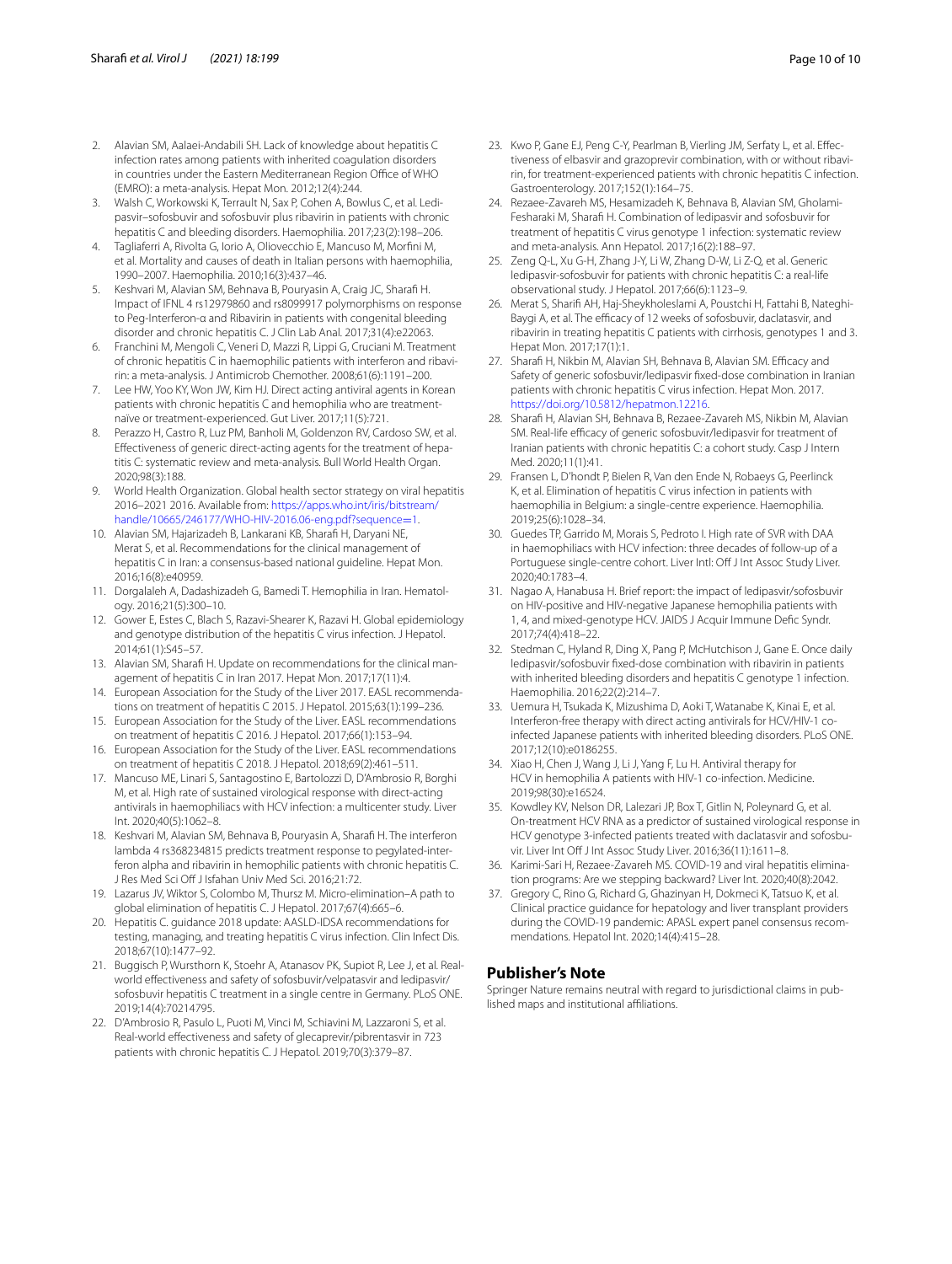2. Alavian SM, Aalaei-Andabili SH. Lack of knowledge about hepatitis C infection rates among patients with inherited coagulation disorders in countries under the Eastern Mediterranean Region Office of WHO (EMRO): a meta-analysis. Hepat Mon. 2012;12(4):244.
3. Walsh C, Workowski K, Terrault N, Sax P, Cohen A, Bowlus C, et al. Ledipasvir–sofosbuvir and sofosbuvir plus ribavirin in patients with chronic hepatitis C and bleeding disorders. Haemophilia. 2017;23(2):198–206.
4. Tagliaferri A, Rivolta G, Iorio A, Oliovecchio E, Mancuso M, Morfini M, et al. Mortality and causes of death in Italian persons with haemophilia, 1990–2007. Haemophilia. 2010;16(3):437–46.
5. Keshvari M, Alavian SM, Behnava B, Pouryasin A, Craig JC, Sharafi H. Impact of IFNL 4 rs12979860 and rs8099917 polymorphisms on response to Peg-Interferon-α and Ribavirin in patients with congenital bleeding disorder and chronic hepatitis C. J Clin Lab Anal. 2017;31(4):e22063.
6. Franchini M, Mengoli C, Veneri D, Mazzi R, Lippi G, Cruciani M. Treatment of chronic hepatitis C in haemophilic patients with interferon and ribavirin: a meta-analysis. J Antimicrob Chemother. 2008;61(6):1191–200.
7. Lee HW, Yoo KY, Won JW, Kim HJ. Direct acting antiviral agents in Korean patients with chronic hepatitis C and hemophilia who are treatment-naïve or treatment-experienced. Gut Liver. 2017;11(5):721.
8. Perazzo H, Castro R, Luz PM, Banholi M, Goldenzon RV, Cardoso SW, et al. Effectiveness of generic direct-acting agents for the treatment of hepatitis C: systematic review and meta-analysis. Bull World Health Organ. 2020;98(3):188.
9. World Health Organization. Global health sector strategy on viral hepatitis 2016–2021 2016. Available from: https://apps.who.int/iris/bitstream/handle/10665/246177/WHO-HIV-2016.06-eng.pdf?sequence=1.
10. Alavian SM, Hajarizadeh B, Lankarani KB, Sharafi H, Daryani NE, Merat S, et al. Recommendations for the clinical management of hepatitis C in Iran: a consensus-based national guideline. Hepat Mon. 2016;16(8):e40959.
11. Dorgalaleh A, Dadashizadeh G, Bamedi T. Hemophilia in Iran. Hematology. 2016;21(5):300–10.
12. Gower E, Estes C, Blach S, Razavi-Shearer K, Razavi H. Global epidemiology and genotype distribution of the hepatitis C virus infection. J Hepatol. 2014;61(1):S45–57.
13. Alavian SM, Sharafi H. Update on recommendations for the clinical management of hepatitis C in Iran 2017. Hepat Mon. 2017;17(11):4.
14. European Association for the Study of the Liver 2017. EASL recommendations on treatment of hepatitis C 2015. J Hepatol. 2015;63(1):199–236.
15. European Association for the Study of the Liver. EASL recommendations on treatment of hepatitis C 2016. J Hepatol. 2017;66(1):153–94.
16. European Association for the Study of the Liver. EASL recommendations on treatment of hepatitis C 2018. J Hepatol. 2018;69(2):461–511.
17. Mancuso ME, Linari S, Santagostino E, Bartolozzi D, D'Ambrosio R, Borghi M, et al. High rate of sustained virological response with direct-acting antivirals in haemophiliacs with HCV infection: a multicenter study. Liver Int. 2020;40(5):1062–8.
18. Keshvari M, Alavian SM, Behnava B, Pouryasin A, Sharafi H. The interferon lambda 4 rs368234815 predicts treatment response to pegylated-interferon alpha and ribavirin in hemophilic patients with chronic hepatitis C. J Res Med Sci Off J Isfahan Univ Med Sci. 2016;21:72.
19. Lazarus JV, Wiktor S, Colombo M, Thursz M. Micro-elimination–A path to global elimination of hepatitis C. J Hepatol. 2017;67(4):665–6.
20. Hepatitis C. guidance 2018 update: AASLD-IDSA recommendations for testing, managing, and treating hepatitis C virus infection. Clin Infect Dis. 2018;67(10):1477–92.
21. Buggisch P, Wursthorn K, Stoehr A, Atanasov PK, Supiot R, Lee J, et al. Real-world effectiveness and safety of sofosbuvir/velpatasvir and ledipasvir/sofosbuvir hepatitis C treatment in a single centre in Germany. PLoS ONE. 2019;14(4):70214795.
22. D'Ambrosio R, Pasulo L, Puoti M, Vinci M, Schiavini M, Lazzaroni S, et al. Real-world effectiveness and safety of glecaprevir/pibrentasvir in 723 patients with chronic hepatitis C. J Hepatol. 2019;70(3):379–87.
23. Kwo P, Gane EJ, Peng C-Y, Pearlman B, Vierling JM, Serfaty L, et al. Effectiveness of elbasvir and grazoprevir combination, with or without ribavirin, for treatment-experienced patients with chronic hepatitis C infection. Gastroenterology. 2017;152(1):164–75.
24. Rezaee-Zavareh MS, Hesamizadeh K, Behnava B, Alavian SM, Gholami-Fesharaki M, Sharafi H. Combination of ledipasvir and sofosbuvir for treatment of hepatitis C virus genotype 1 infection: systematic review and meta-analysis. Ann Hepatol. 2017;16(2):188–97.
25. Zeng Q-L, Xu G-H, Zhang J-Y, Li W, Zhang D-W, Li Z-Q, et al. Generic ledipasvir-sofosbuvir for patients with chronic hepatitis C: a real-life observational study. J Hepatol. 2017;66(6):1123–9.
26. Merat S, Sharifi AH, Haj-Sheykholeslami A, Poustchi H, Fattahi B, Nateghi-Baygi A, et al. The efficacy of 12 weeks of sofosbuvir, daclatasvir, and ribavirin in treating hepatitis C patients with cirrhosis, genotypes 1 and 3. Hepat Mon. 2017;17(1):1.
27. Sharafi H, Nikbin M, Alavian SH, Behnava B, Alavian SM. Efficacy and Safety of generic sofosbuvir/ledipasvir fixed-dose combination in Iranian patients with chronic hepatitis C virus infection. Hepat Mon. 2017. https://doi.org/10.5812/hepatmon.12216.
28. Sharafi H, Alavian SH, Behnava B, Rezaee-Zavareh MS, Nikbin M, Alavian SM. Real-life efficacy of generic sofosbuvir/ledipasvir for treatment of Iranian patients with chronic hepatitis C: a cohort study. Casp J Intern Med. 2020;11(1):41.
29. Fransen L, D'hondt P, Bielen R, Van den Ende N, Robaeys G, Peerlinck K, et al. Elimination of hepatitis C virus infection in patients with haemophilia in Belgium: a single-centre experience. Haemophilia. 2019;25(6):1028–34.
30. Guedes TP, Garrido M, Morais S, Pedroto I. High rate of SVR with DAA in haemophiliacs with HCV infection: three decades of follow-up of a Portuguese single-centre cohort. Liver Intl: Off J Int Assoc Study Liver. 2020;40:1783–4.
31. Nagao A, Hanabusa H. Brief report: the impact of ledipasvir/sofosbuvir on HIV-positive and HIV-negative Japanese hemophilia patients with 1, 4, and mixed-genotype HCV. JAIDS J Acquir Immune Defic Syndr. 2017;74(4):418–22.
32. Stedman C, Hyland R, Ding X, Pang P, McHutchison J, Gane E. Once daily ledipasvir/sofosbuvir fixed-dose combination with ribavirin in patients with inherited bleeding disorders and hepatitis C genotype 1 infection. Haemophilia. 2016;22(2):214–7.
33. Uemura H, Tsukada K, Mizushima D, Aoki T, Watanabe K, Kinai E, et al. Interferon-free therapy with direct acting antivirals for HCV/HIV-1 co-infected Japanese patients with inherited bleeding disorders. PLoS ONE. 2017;12(10):e0186255.
34. Xiao H, Chen J, Wang J, Li J, Yang F, Lu H. Antiviral therapy for HCV in hemophilia A patients with HIV-1 co-infection. Medicine. 2019;98(30):e16524.
35. Kowdley KV, Nelson DR, Lalezari JP, Box T, Gitlin N, Poleynard G, et al. On-treatment HCV RNA as a predictor of sustained virological response in HCV genotype 3-infected patients treated with daclatasvir and sofosbuvir. Liver Int Off J Int Assoc Study Liver. 2016;36(11):1611–8.
36. Karimi-Sari H, Rezaee-Zavareh MS. COVID-19 and viral hepatitis elimination programs: Are we stepping backward? Liver Int. 2020;40(8):2042.
37. Gregory C, Rino G, Richard G, Ghazinyan H, Dokmeci K, Tatsuo K, et al. Clinical practice guidance for hepatology and liver transplant providers during the COVID-19 pandemic: APASL expert panel consensus recommendations. Hepatol Int. 2020;14(4):415–28.

## Publisher's Note

Springer Nature remains neutral with regard to jurisdictional claims in published maps and institutional affiliations.